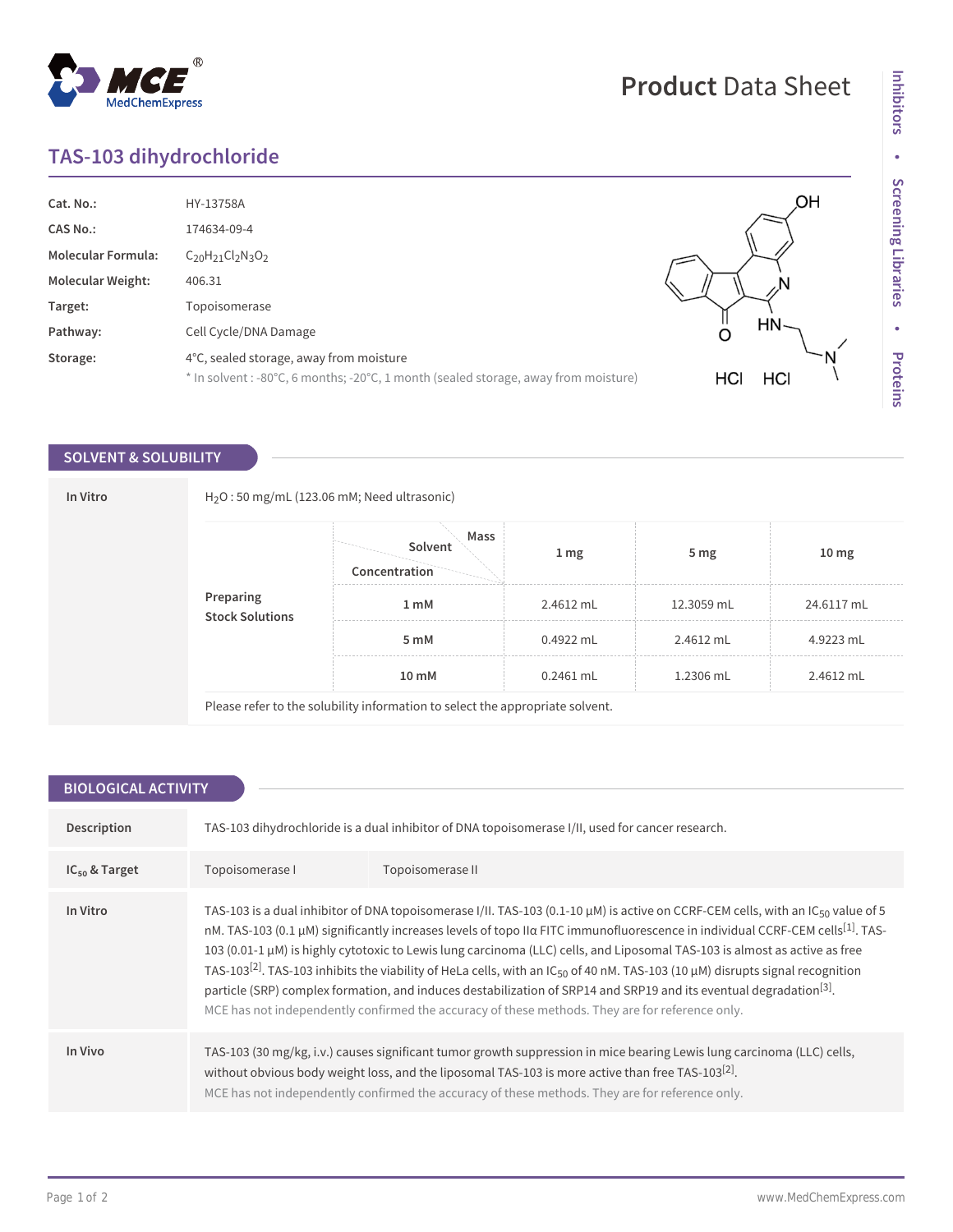# TAS-103 dihydrochloride

| | |
|---|---|
| **Cat. No.:** | HY-13758A |
| **CAS No.:** | 174634-09-4 |
| **Molecular Formula:** | $C_{20}H_{21}Cl_2N_3O_2$ |
| **Molecular Weight:** | 406.31 |
| **Target:** | Topoisomerase |
| **Pathway:** | Cell Cycle/DNA Damage |
| **Storage:** | 4°C, sealed storage, away from moisture<br>* In solvent : -80°C, 6 months; -20°C, 1 month (sealed storage, away from moisture) |

## SOLVENT & SOLUBILITY

**In Vitro**

$H_2O$ : 50 mg/mL (123.06 mM; Need ultrasonic)

**Preparing Stock Solutions**

| Solvent Mass / Concentration | 1 mg | 5 mg | 10 mg |
|---|---|---|---|
| 1 mM | 2.4612 mL | 12.3059 mL | 24.6117 mL |
| 5 mM | 0.4922 mL | 2.4612 mL | 4.9223 mL |
| 10 mM | 0.2461 mL | 1.2306 mL | 2.4612 mL |

Please refer to the solubility information to select the appropriate solvent.

## BIOLOGICAL ACTIVITY

**Description**

TAS-103 dihydrochloride is a dual inhibitor of DNA topoisomerase I/II, used for cancer research.

**$IC_{50}$ & Target**

| Topoisomerase I | Topoisomerase II |
|---|---|

**In Vitro**

TAS-103 is a dual inhibitor of DNA topoisomerase I/II. TAS-103 (0.1-10 μM) is active on CCRF-CEM cells, with an $IC_{50}$ value of 5 nM. TAS-103 (0.1 μM) significantly increases levels of topo IIα FITC immunofluorescence in individual CCRF-CEM cells[1]. TAS-103 (0.01-1 μM) is highly cytotoxic to Lewis lung carcinoma (LLC) cells, and Liposomal TAS-103 is almost as active as free TAS-103[2]. TAS-103 inhibits the viability of HeLa cells, with an $IC_{50}$ of 40 nM. TAS-103 (10 μM) disrupts signal recognition particle (SRP) complex formation, and induces destabilization of SRP14 and SRP19 and its eventual degradation[3].

MCE has not independently confirmed the accuracy of these methods. They are for reference only.

**In Vivo**

TAS-103 (30 mg/kg, i.v.) causes significant tumor growth suppression in mice bearing Lewis lung carcinoma (LLC) cells, without obvious body weight loss, and the liposomal TAS-103 is more active than free TAS-103[2].

MCE has not independently confirmed the accuracy of these methods. They are for reference only.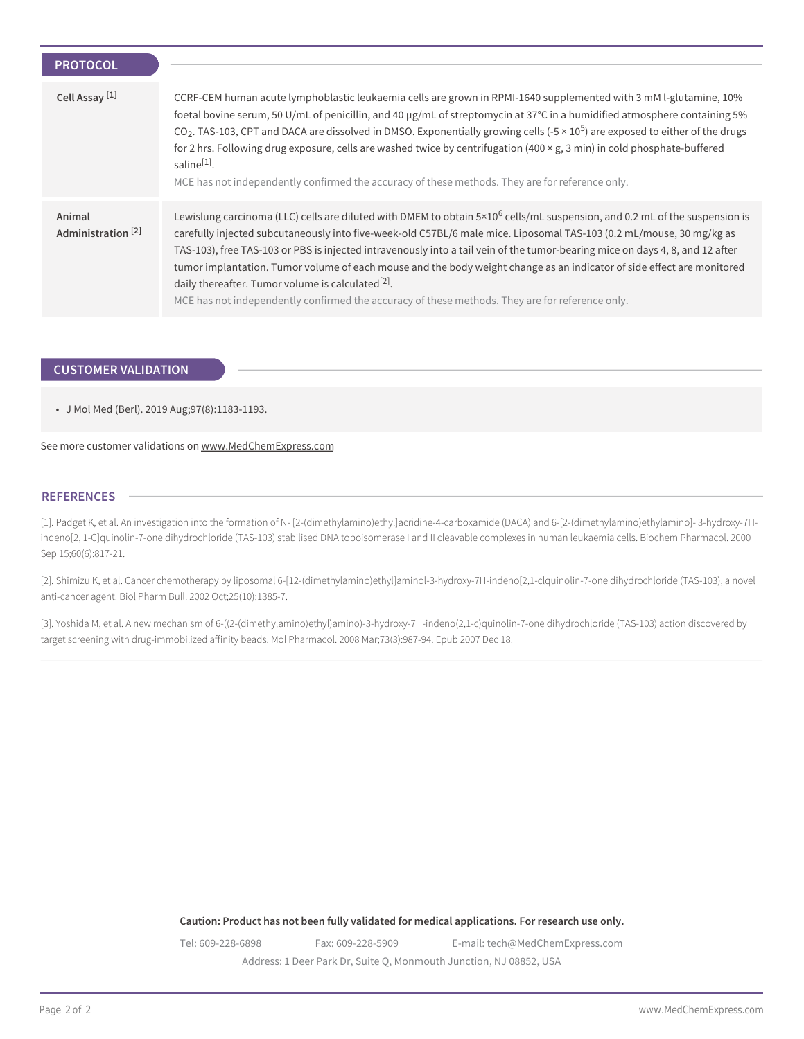## PROTOCOL

| | |
|---|---|
| **Cell Assay** [1] | CCRF-CEM human acute lymphoblastic leukaemia cells are grown in RPMI-1640 supplemented with 3 mM l-glutamine, 10% foetal bovine serum, 50 U/mL of penicillin, and 40 μg/mL of streptomycin at 37°C in a humidified atmosphere containing 5% $CO_2$. TAS-103, CPT and DACA are dissolved in DMSO. Exponentially growing cells (-5 × $10^5$) are exposed to either of the drugs for 2 hrs. Following drug exposure, cells are washed twice by centrifugation (400 × g, 3 min) in cold phosphate-buffered saline[1]. MCE has not independently confirmed the accuracy of these methods. They are for reference only. |
| **Animal Administration** [2] | Lewislung carcinoma (LLC) cells are diluted with DMEM to obtain 5×$10^6$ cells/mL suspension, and 0.2 mL of the suspension is carefully injected subcutaneously into five-week-old C57BL/6 male mice. Liposomal TAS-103 (0.2 mL/mouse, 30 mg/kg as TAS-103), free TAS-103 or PBS is injected intravenously into a tail vein of the tumor-bearing mice on days 4, 8, and 12 after tumor implantation. Tumor volume of each mouse and the body weight change as an indicator of side effect are monitored daily thereafter. Tumor volume is calculated[2]. MCE has not independently confirmed the accuracy of these methods. They are for reference only. |

## CUSTOMER VALIDATION

- J Mol Med (Berl). 2019 Aug;97(8):1183-1193.

See more customer validations on www.MedChemExpress.com

## REFERENCES

[1]. Padget K, et al. An investigation into the formation of N- [2-(dimethylamino)ethyl]acridine-4-carboxamide (DACA) and 6-[2-(dimethylamino)ethylamino]- 3-hydroxy-7H-indeno[2, 1-C]quinolin-7-one dihydrochloride (TAS-103) stabilised DNA topoisomerase I and II cleavable complexes in human leukaemia cells. Biochem Pharmacol. 2000 Sep 15;60(6):817-21.

[2]. Shimizu K, et al. Cancer chemotherapy by liposomal 6-[12-(dimethylamino)ethyl]aminol-3-hydroxy-7H-indeno[2,1-clquinolin-7-one dihydrochloride (TAS-103), a novel anti-cancer agent. Biol Pharm Bull. 2002 Oct;25(10):1385-7.

[3]. Yoshida M, et al. A new mechanism of 6-((2-(dimethylamino)ethyl)amino)-3-hydroxy-7H-indeno(2,1-c)quinolin-7-one dihydrochloride (TAS-103) action discovered by target screening with drug-immobilized affinity beads. Mol Pharmacol. 2008 Mar;73(3):987-94. Epub 2007 Dec 18.

**Caution: Product has not been fully validated for medical applications. For research use only.**

Tel: 609-228-6898 Fax: 609-228-5909 E-mail: tech@MedChemExpress.com

Address: 1 Deer Park Dr, Suite Q, Monmouth Junction, NJ 08852, USA